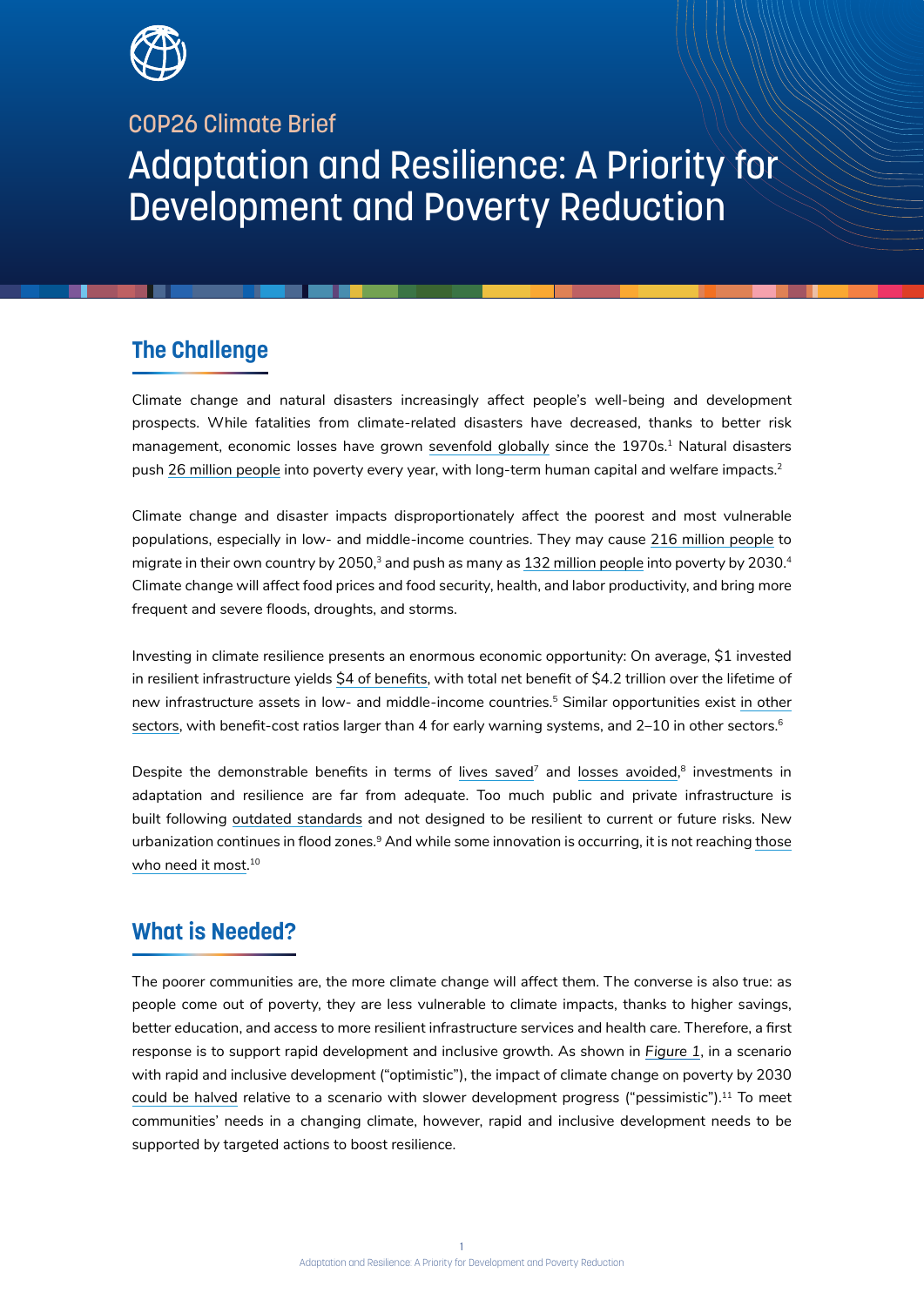COP26 Climate Brief

# Adaptation and Resilience: A Priority for Development and Poverty Reduction

## The Challenge

Climate change and natural disasters increasingly affect people's well-being and development prospects. While fatalities from climate-related disasters have decreased, thanks to better risk management, economic losses have grown sevenfold globally since the 1970s.[1] Natural disasters push 26 million people into poverty every year, with long-term human capital and welfare impacts.[2]

Climate change and disaster impacts disproportionately affect the poorest and most vulnerable populations, especially in low- and middle-income countries. They may cause 216 million people to migrate in their own country by 2050,[3] and push as many as 132 million people into poverty by 2030.[4] Climate change will affect food prices and food security, health, and labor productivity, and bring more frequent and severe floods, droughts, and storms.

Investing in climate resilience presents an enormous economic opportunity: On average, $1 invested in resilient infrastructure yields $4 of benefits, with total net benefit of $4.2 trillion over the lifetime of new infrastructure assets in low- and middle-income countries.[5] Similar opportunities exist in other sectors, with benefit-cost ratios larger than 4 for early warning systems, and 2–10 in other sectors.[6]

Despite the demonstrable benefits in terms of lives saved[7] and losses avoided,[8] investments in adaptation and resilience are far from adequate. Too much public and private infrastructure is built following outdated standards and not designed to be resilient to current or future risks. New urbanization continues in flood zones.[9] And while some innovation is occurring, it is not reaching those who need it most.[10]

## What is Needed?

The poorer communities are, the more climate change will affect them. The converse is also true: as people come out of poverty, they are less vulnerable to climate impacts, thanks to higher savings, better education, and access to more resilient infrastructure services and health care. Therefore, a first response is to support rapid development and inclusive growth. As shown in *Figure 1*, in a scenario with rapid and inclusive development ("optimistic"), the impact of climate change on poverty by 2030 could be halved relative to a scenario with slower development progress ("pessimistic").[11] To meet communities' needs in a changing climate, however, rapid and inclusive development needs to be supported by targeted actions to boost resilience.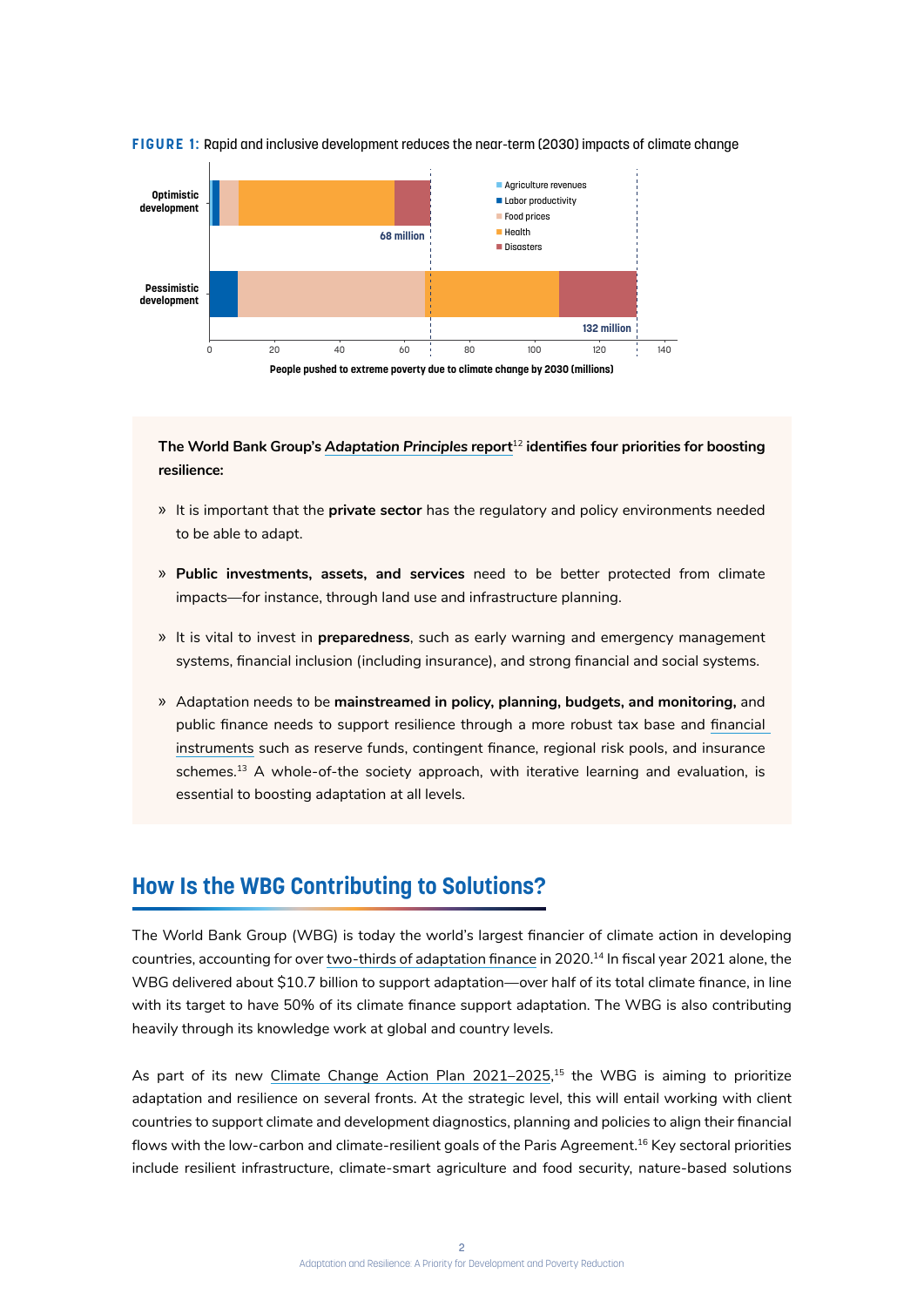**FIGURE 1:** Rapid and inclusive development reduces the near-term (2030) impacts of climate change

**The World Bank Group's *Adaptation Principles* report[12] identifies four priorities for boosting resilience:**

» It is important that the **private sector** has the regulatory and policy environments needed to be able to adapt.

» **Public investments, assets, and services** need to be better protected from climate impacts—for instance, through land use and infrastructure planning.

» It is vital to invest in **preparedness**, such as early warning and emergency management systems, financial inclusion (including insurance), and strong financial and social systems.

» Adaptation needs to be **mainstreamed in policy, planning, budgets, and monitoring,** and public finance needs to support resilience through a more robust tax base and financial instruments such as reserve funds, contingent finance, regional risk pools, and insurance schemes.[13] A whole-of-the society approach, with iterative learning and evaluation, is essential to boosting adaptation at all levels.

## How Is the WBG Contributing to Solutions?

The World Bank Group (WBG) is today the world's largest financier of climate action in developing countries, accounting for over two-thirds of adaptation finance in 2020.[14] In fiscal year 2021 alone, the WBG delivered about $10.7 billion to support adaptation—over half of its total climate finance, in line with its target to have 50% of its climate finance support adaptation. The WBG is also contributing heavily through its knowledge work at global and country levels.

As part of its new Climate Change Action Plan 2021–2025,[15] the WBG is aiming to prioritize adaptation and resilience on several fronts. At the strategic level, this will entail working with client countries to support climate and development diagnostics, planning and policies to align their financial flows with the low-carbon and climate-resilient goals of the Paris Agreement.[16] Key sectoral priorities include resilient infrastructure, climate-smart agriculture and food security, nature-based solutions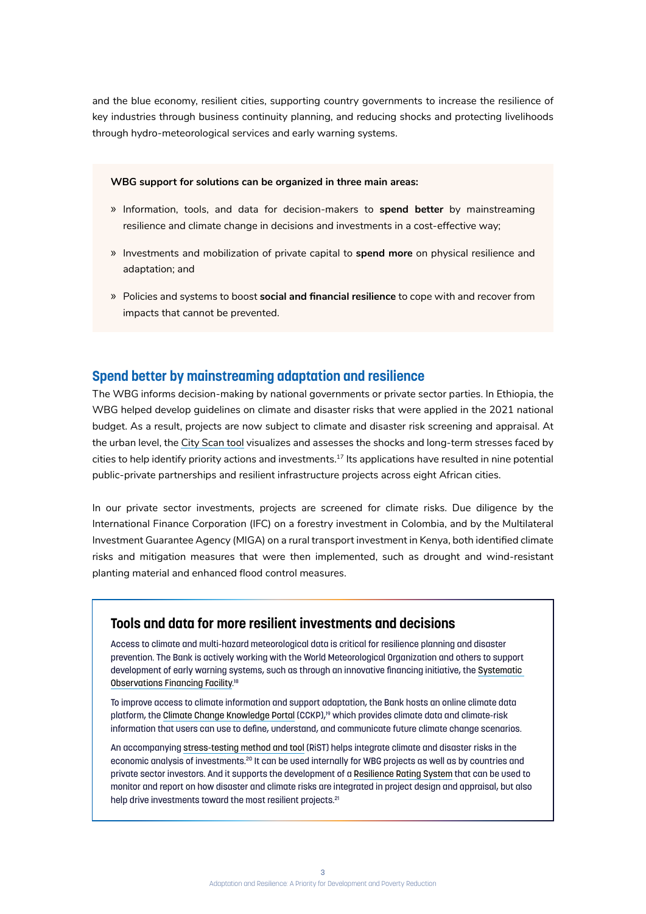and the blue economy, resilient cities, supporting country governments to increase the resilience of key industries through business continuity planning, and reducing shocks and protecting livelihoods through hydro-meteorological services and early warning systems.

**WBG support for solutions can be organized in three main areas:**

- Information, tools, and data for decision-makers to **spend better** by mainstreaming resilience and climate change in decisions and investments in a cost-effective way;
- Investments and mobilization of private capital to **spend more** on physical resilience and adaptation; and
- Policies and systems to boost **social and financial resilience** to cope with and recover from impacts that cannot be prevented.

## Spend better by mainstreaming adaptation and resilience

The WBG informs decision-making by national governments or private sector parties. In Ethiopia, the WBG helped develop guidelines on climate and disaster risks that were applied in the 2021 national budget. As a result, projects are now subject to climate and disaster risk screening and appraisal. At the urban level, the City Scan tool visualizes and assesses the shocks and long-term stresses faced by cities to help identify priority actions and investments.[17] Its applications have resulted in nine potential public-private partnerships and resilient infrastructure projects across eight African cities.

In our private sector investments, projects are screened for climate risks. Due diligence by the International Finance Corporation (IFC) on a forestry investment in Colombia, and by the Multilateral Investment Guarantee Agency (MIGA) on a rural transport investment in Kenya, both identified climate risks and mitigation measures that were then implemented, such as drought and wind-resistant planting material and enhanced flood control measures.

### Tools and data for more resilient investments and decisions

Access to climate and multi-hazard meteorological data is critical for resilience planning and disaster prevention. The Bank is actively working with the World Meteorological Organization and others to support development of early warning systems, such as through an innovative financing initiative, the Systematic Observations Financing Facility.[18]

To improve access to climate information and support adaptation, the Bank hosts an online climate data platform, the Climate Change Knowledge Portal (CCKP),[19] which provides climate data and climate-risk information that users can use to define, understand, and communicate future climate change scenarios.

An accompanying stress-testing method and tool (RiST) helps integrate climate and disaster risks in the economic analysis of investments.[20] It can be used internally for WBG projects as well as by countries and private sector investors. And it supports the development of a Resilience Rating System that can be used to monitor and report on how disaster and climate risks are integrated in project design and appraisal, but also help drive investments toward the most resilient projects.[21]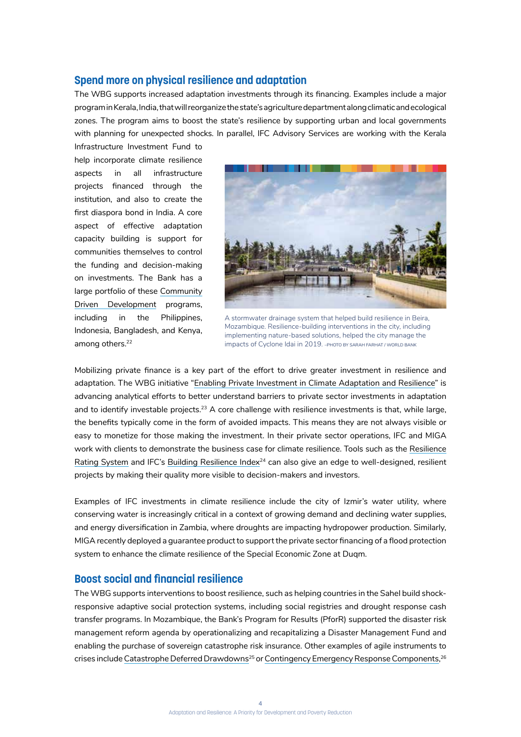## Spend more on physical resilience and adaptation

The WBG supports increased adaptation investments through its financing. Examples include a major program in Kerala, India, that will reorganize the state's agriculture department along climatic and ecological zones. The program aims to boost the state's resilience by supporting urban and local governments with planning for unexpected shocks. In parallel, IFC Advisory Services are working with the Kerala Infrastructure Investment Fund to help incorporate climate resilience aspects in all infrastructure projects financed through the institution, and also to create the first diaspora bond in India. A core aspect of effective adaptation capacity building is support for communities themselves to control the funding and decision-making on investments. The Bank has a large portfolio of these Community Driven Development programs, including in the Philippines, Indonesia, Bangladesh, and Kenya, among others.[22]

A stormwater drainage system that helped build resilience in Beira, Mozambique. Resilience-building interventions in the city, including implementing nature-based solutions, helped the city manage the impacts of Cyclone Idai in 2019. –PHOTO BY SARAH FARHAT / WORLD BANK

Mobilizing private finance is a key part of the effort to drive greater investment in resilience and adaptation. The WBG initiative "Enabling Private Investment in Climate Adaptation and Resilience" is advancing analytical efforts to better understand barriers to private sector investments in adaptation and to identify investable projects.[23] A core challenge with resilience investments is that, while large, the benefits typically come in the form of avoided impacts. This means they are not always visible or easy to monetize for those making the investment. In their private sector operations, IFC and MIGA work with clients to demonstrate the business case for climate resilience. Tools such as the Resilience Rating System and IFC's Building Resilience Index[24] can also give an edge to well-designed, resilient projects by making their quality more visible to decision-makers and investors.

Examples of IFC investments in climate resilience include the city of Izmir's water utility, where conserving water is increasingly critical in a context of growing demand and declining water supplies, and energy diversification in Zambia, where droughts are impacting hydropower production. Similarly, MIGA recently deployed a guarantee product to support the private sector financing of a flood protection system to enhance the climate resilience of the Special Economic Zone at Duqm.

## Boost social and financial resilience

The WBG supports interventions to boost resilience, such as helping countries in the Sahel build shock-responsive adaptive social protection systems, including social registries and drought response cash transfer programs. In Mozambique, the Bank's Program for Results (PforR) supported the disaster risk management reform agenda by operationalizing and recapitalizing a Disaster Management Fund and enabling the purchase of sovereign catastrophe risk insurance. Other examples of agile instruments to crises include Catastrophe Deferred Drawdowns[25] or Contingency Emergency Response Components,[26]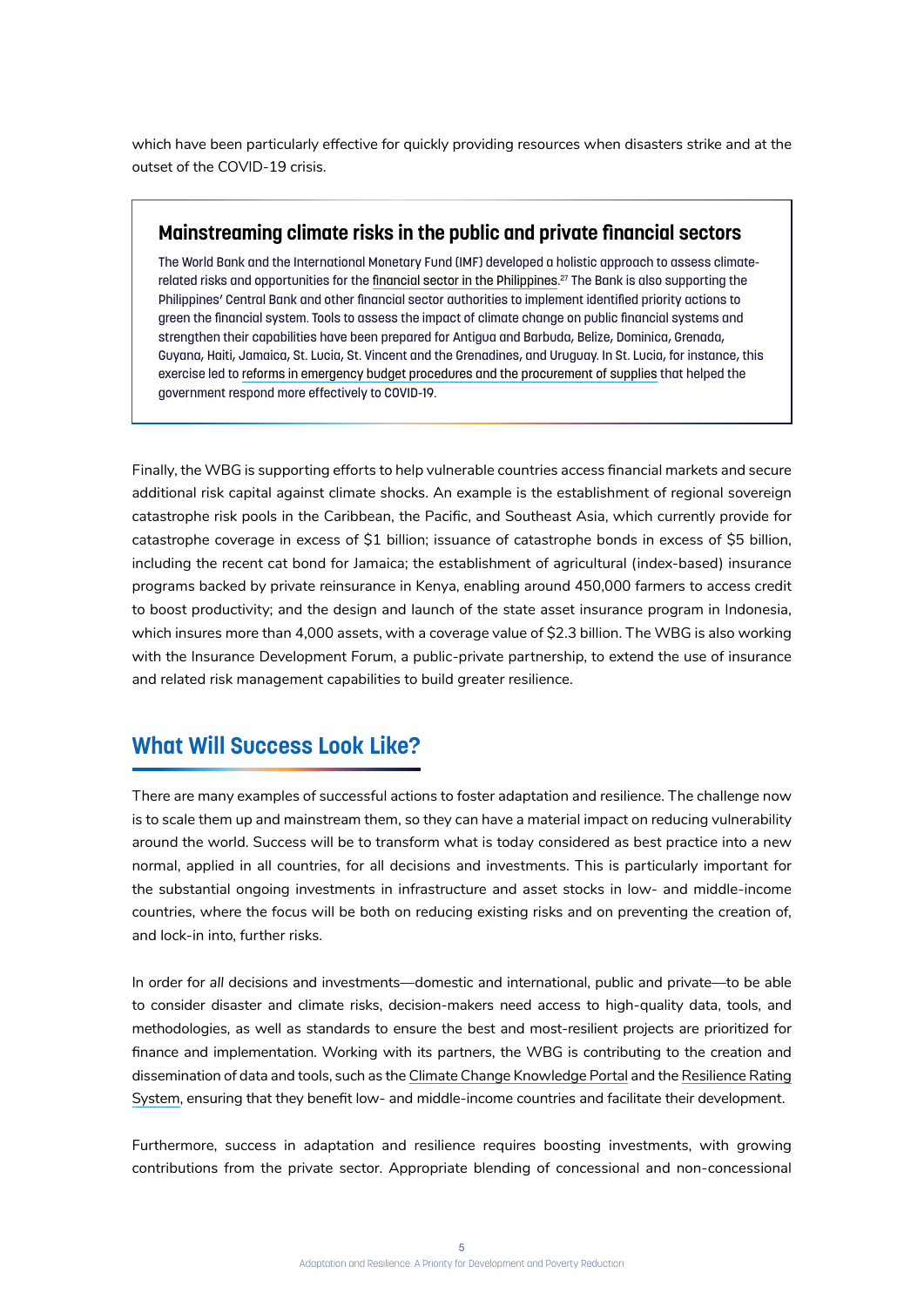which have been particularly effective for quickly providing resources when disasters strike and at the outset of the COVID-19 crisis.

### Mainstreaming climate risks in the public and private financial sectors

The World Bank and the International Monetary Fund (IMF) developed a holistic approach to assess climate-related risks and opportunities for the financial sector in the Philippines.[27] The Bank is also supporting the Philippines' Central Bank and other financial sector authorities to implement identified priority actions to green the financial system. Tools to assess the impact of climate change on public financial systems and strengthen their capabilities have been prepared for Antigua and Barbuda, Belize, Dominica, Grenada, Guyana, Haiti, Jamaica, St. Lucia, St. Vincent and the Grenadines, and Uruguay. In St. Lucia, for instance, this exercise led to reforms in emergency budget procedures and the procurement of supplies that helped the government respond more effectively to COVID-19.

Finally, the WBG is supporting efforts to help vulnerable countries access financial markets and secure additional risk capital against climate shocks. An example is the establishment of regional sovereign catastrophe risk pools in the Caribbean, the Pacific, and Southeast Asia, which currently provide for catastrophe coverage in excess of $1 billion; issuance of catastrophe bonds in excess of $5 billion, including the recent cat bond for Jamaica; the establishment of agricultural (index-based) insurance programs backed by private reinsurance in Kenya, enabling around 450,000 farmers to access credit to boost productivity; and the design and launch of the state asset insurance program in Indonesia, which insures more than 4,000 assets, with a coverage value of $2.3 billion. The WBG is also working with the Insurance Development Forum, a public-private partnership, to extend the use of insurance and related risk management capabilities to build greater resilience.

## What Will Success Look Like?

There are many examples of successful actions to foster adaptation and resilience. The challenge now is to scale them up and mainstream them, so they can have a material impact on reducing vulnerability around the world. Success will be to transform what is today considered as best practice into a new normal, applied in all countries, for all decisions and investments. This is particularly important for the substantial ongoing investments in infrastructure and asset stocks in low- and middle-income countries, where the focus will be both on reducing existing risks and on preventing the creation of, and lock-in into, further risks.

In order for *all* decisions and investments—domestic and international, public and private—to be able to consider disaster and climate risks, decision-makers need access to high-quality data, tools, and methodologies, as well as standards to ensure the best and most-resilient projects are prioritized for finance and implementation. Working with its partners, the WBG is contributing to the creation and dissemination of data and tools, such as the Climate Change Knowledge Portal and the Resilience Rating System, ensuring that they benefit low- and middle-income countries and facilitate their development.

Furthermore, success in adaptation and resilience requires boosting investments, with growing contributions from the private sector. Appropriate blending of concessional and non-concessional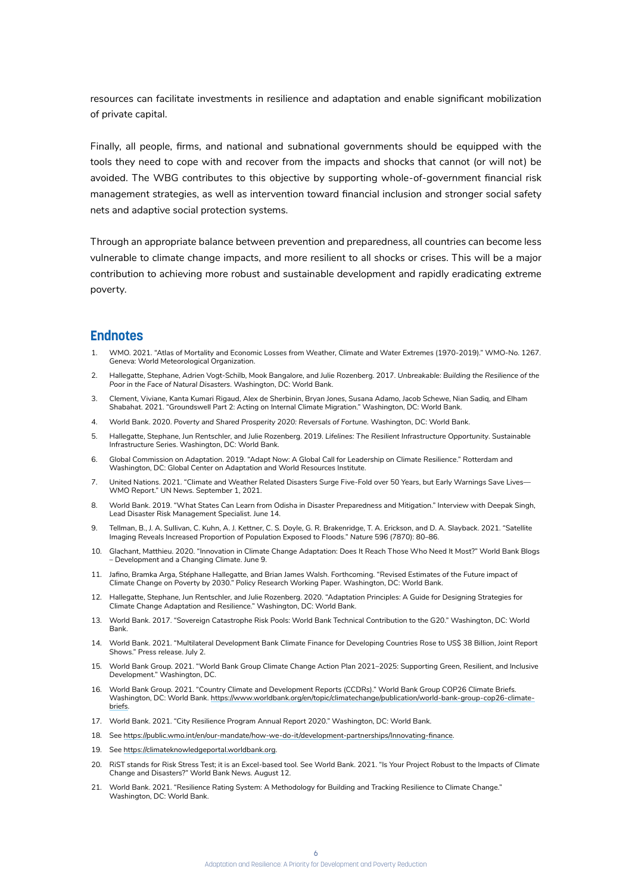resources can facilitate investments in resilience and adaptation and enable significant mobilization of private capital.

Finally, all people, firms, and national and subnational governments should be equipped with the tools they need to cope with and recover from the impacts and shocks that cannot (or will not) be avoided. The WBG contributes to this objective by supporting whole-of-government financial risk management strategies, as well as intervention toward financial inclusion and stronger social safety nets and adaptive social protection systems.

Through an appropriate balance between prevention and preparedness, all countries can become less vulnerable to climate change impacts, and more resilient to all shocks or crises. This will be a major contribution to achieving more robust and sustainable development and rapidly eradicating extreme poverty.

## Endnotes

1. WMO. 2021. "Atlas of Mortality and Economic Losses from Weather, Climate and Water Extremes (1970-2019)." WMO-No. 1267. Geneva: World Meteorological Organization.
2. Hallegatte, Stephane, Adrien Vogt-Schilb, Mook Bangalore, and Julie Rozenberg. 2017. *Unbreakable: Building the Resilience of the Poor in the Face of Natural Disasters*. Washington, DC: World Bank.
3. Clement, Viviane, Kanta Kumari Rigaud, Alex de Sherbinin, Bryan Jones, Susana Adamo, Jacob Schewe, Nian Sadiq, and Elham Shabahat. 2021. "Groundswell Part 2: Acting on Internal Climate Migration." Washington, DC: World Bank.
4. World Bank. 2020. *Poverty and Shared Prosperity 2020: Reversals of Fortune*. Washington, DC: World Bank.
5. Hallegatte, Stephane, Jun Rentschler, and Julie Rozenberg. 2019. *Lifelines: The Resilient Infrastructure Opportunity*. Sustainable Infrastructure Series. Washington, DC: World Bank.
6. Global Commission on Adaptation. 2019. "Adapt Now: A Global Call for Leadership on Climate Resilience." Rotterdam and Washington, DC: Global Center on Adaptation and World Resources Institute.
7. United Nations. 2021. "Climate and Weather Related Disasters Surge Five-Fold over 50 Years, but Early Warnings Save Lives—WMO Report." UN News. September 1, 2021.
8. World Bank. 2019. "What States Can Learn from Odisha in Disaster Preparedness and Mitigation." Interview with Deepak Singh, Lead Disaster Risk Management Specialist. June 14.
9. Tellman, B., J. A. Sullivan, C. Kuhn, A. J. Kettner, C. S. Doyle, G. R. Brakenridge, T. A. Erickson, and D. A. Slayback. 2021. "Satellite Imaging Reveals Increased Proportion of Population Exposed to Floods." *Nature* 596 (7870): 80–86.
10. Glachant, Matthieu. 2020. "Innovation in Climate Change Adaptation: Does It Reach Those Who Need It Most?" World Bank Blogs – Development and a Changing Climate. June 9.
11. Jafino, Bramka Arga, Stéphane Hallegatte, and Brian James Walsh. Forthcoming. "Revised Estimates of the Future impact of Climate Change on Poverty by 2030." Policy Research Working Paper. Washington, DC: World Bank.
12. Hallegatte, Stephane, Jun Rentschler, and Julie Rozenberg. 2020. "Adaptation Principles: A Guide for Designing Strategies for Climate Change Adaptation and Resilience." Washington, DC: World Bank.
13. World Bank. 2017. "Sovereign Catastrophe Risk Pools: World Bank Technical Contribution to the G20." Washington, DC: World Bank.
14. World Bank. 2021. "Multilateral Development Bank Climate Finance for Developing Countries Rose to US$ 38 Billion, Joint Report Shows." Press release. July 2.
15. World Bank Group. 2021. "World Bank Group Climate Change Action Plan 2021–2025: Supporting Green, Resilient, and Inclusive Development." Washington, DC.
16. World Bank Group. 2021. "Country Climate and Development Reports (CCDRs)." World Bank Group COP26 Climate Briefs. Washington, DC: World Bank. https://www.worldbank.org/en/topic/climatechange/publication/world-bank-group-cop26-climate-briefs.
17. World Bank. 2021. "City Resilience Program Annual Report 2020." Washington, DC: World Bank.
18. See https://public.wmo.int/en/our-mandate/how-we-do-it/development-partnerships/Innovating-finance.
19. See https://climateknowledgeportal.worldbank.org.
20. RiST stands for Risk Stress Test; it is an Excel-based tool. See World Bank. 2021. "Is Your Project Robust to the Impacts of Climate Change and Disasters?" World Bank News. August 12.
21. World Bank. 2021. "Resilience Rating System: A Methodology for Building and Tracking Resilience to Climate Change." Washington, DC: World Bank.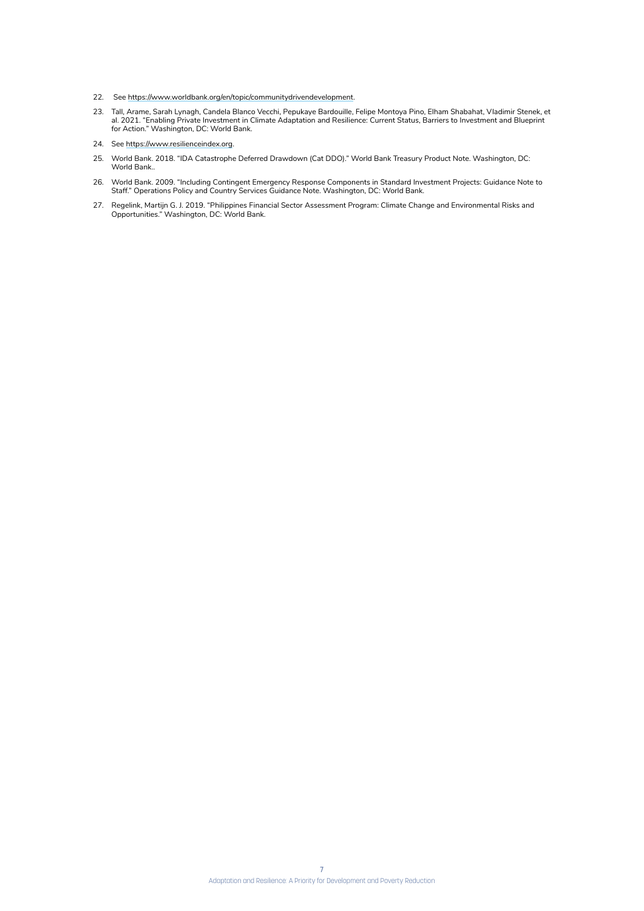22. See https://www.worldbank.org/en/topic/communitydrivendevelopment.

23. Tall, Arame, Sarah Lynagh, Candela Blanco Vecchi, Pepukaye Bardouille, Felipe Montoya Pino, Elham Shabahat, Vladimir Stenek, et al. 2021. "Enabling Private Investment in Climate Adaptation and Resilience: Current Status, Barriers to Investment and Blueprint for Action." Washington, DC: World Bank.

24. See https://www.resilienceindex.org.

25. World Bank. 2018. "IDA Catastrophe Deferred Drawdown (Cat DDO)." World Bank Treasury Product Note. Washington, DC: World Bank..

26. World Bank. 2009. "Including Contingent Emergency Response Components in Standard Investment Projects: Guidance Note to Staff." Operations Policy and Country Services Guidance Note. Washington, DC: World Bank.

27. Regelink, Martijn G. J. 2019. "Philippines Financial Sector Assessment Program: Climate Change and Environmental Risks and Opportunities." Washington, DC: World Bank.